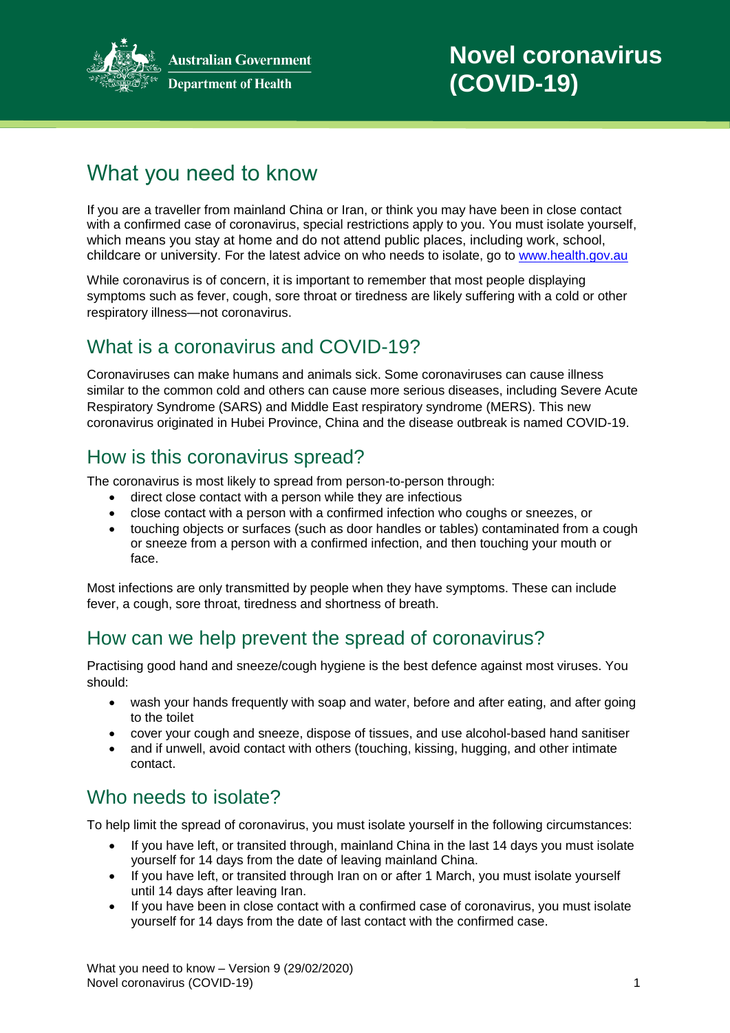Australian Government
Department of Health

# Novel coronavirus (COVID-19)

## What you need to know

If you are a traveller from mainland China or Iran, or think you may have been in close contact with a confirmed case of coronavirus, special restrictions apply to you. You must isolate yourself, which means you stay at home and do not attend public places, including work, school, childcare or university. For the latest advice on who needs to isolate, go to [www.health.gov.au](http://www.health.gov.au)

While coronavirus is of concern, it is important to remember that most people displaying symptoms such as fever, cough, sore throat or tiredness are likely suffering with a cold or other respiratory illness—not coronavirus.

## What is a coronavirus and COVID-19?

Coronaviruses can make humans and animals sick. Some coronaviruses can cause illness similar to the common cold and others can cause more serious diseases, including Severe Acute Respiratory Syndrome (SARS) and Middle East respiratory syndrome (MERS). This new coronavirus originated in Hubei Province, China and the disease outbreak is named COVID-19.

## How is this coronavirus spread?

The coronavirus is most likely to spread from person-to-person through:

- direct close contact with a person while they are infectious
- close contact with a person with a confirmed infection who coughs or sneezes, or
- touching objects or surfaces (such as door handles or tables) contaminated from a cough or sneeze from a person with a confirmed infection, and then touching your mouth or face.

Most infections are only transmitted by people when they have symptoms. These can include fever, a cough, sore throat, tiredness and shortness of breath.

## How can we help prevent the spread of coronavirus?

Practising good hand and sneeze/cough hygiene is the best defence against most viruses. You should:

- wash your hands frequently with soap and water, before and after eating, and after going to the toilet
- cover your cough and sneeze, dispose of tissues, and use alcohol-based hand sanitiser
- and if unwell, avoid contact with others (touching, kissing, hugging, and other intimate contact.

## Who needs to isolate?

To help limit the spread of coronavirus, you must isolate yourself in the following circumstances:

- If you have left, or transited through, mainland China in the last 14 days you must isolate yourself for 14 days from the date of leaving mainland China.
- If you have left, or transited through Iran on or after 1 March, you must isolate yourself until 14 days after leaving Iran.
- If you have been in close contact with a confirmed case of coronavirus, you must isolate yourself for 14 days from the date of last contact with the confirmed case.

What you need to know – Version 9 (29/02/2020)
Novel coronavirus (COVID-19)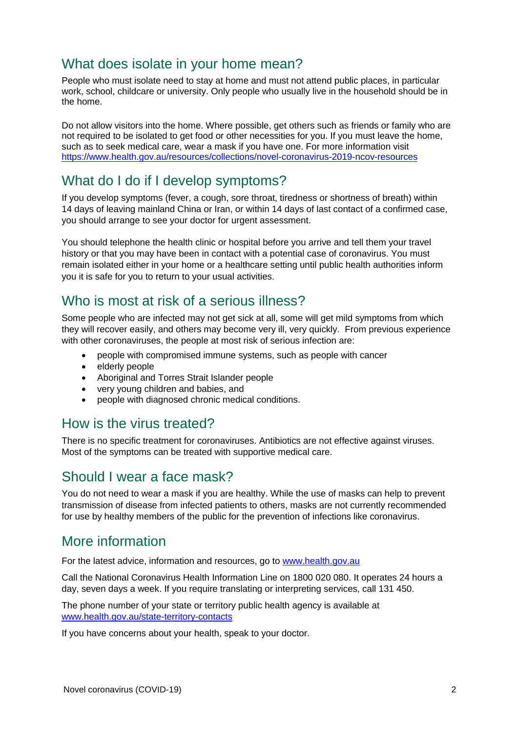## What does isolate in your home mean?

People who must isolate need to stay at home and must not attend public places, in particular work, school, childcare or university. Only people who usually live in the household should be in the home.

Do not allow visitors into the home. Where possible, get others such as friends or family who are not required to be isolated to get food or other necessities for you. If you must leave the home, such as to seek medical care, wear a mask if you have one. For more information visit https://www.health.gov.au/resources/collections/novel-coronavirus-2019-ncov-resources

## What do I do if I develop symptoms?

If you develop symptoms (fever, a cough, sore throat, tiredness or shortness of breath) within 14 days of leaving mainland China or Iran, or within 14 days of last contact of a confirmed case, you should arrange to see your doctor for urgent assessment.

You should telephone the health clinic or hospital before you arrive and tell them your travel history or that you may have been in contact with a potential case of coronavirus. You must remain isolated either in your home or a healthcare setting until public health authorities inform you it is safe for you to return to your usual activities.

## Who is most at risk of a serious illness?

Some people who are infected may not get sick at all, some will get mild symptoms from which they will recover easily, and others may become very ill, very quickly. From previous experience with other coronaviruses, the people at most risk of serious infection are:

- people with compromised immune systems, such as people with cancer
- elderly people
- Aboriginal and Torres Strait Islander people
- very young children and babies, and
- people with diagnosed chronic medical conditions.

## How is the virus treated?

There is no specific treatment for coronaviruses. Antibiotics are not effective against viruses. Most of the symptoms can be treated with supportive medical care.

## Should I wear a face mask?

You do not need to wear a mask if you are healthy. While the use of masks can help to prevent transmission of disease from infected patients to others, masks are not currently recommended for use by healthy members of the public for the prevention of infections like coronavirus.

## More information

For the latest advice, information and resources, go to www.health.gov.au

Call the National Coronavirus Health Information Line on 1800 020 080. It operates 24 hours a day, seven days a week. If you require translating or interpreting services, call 131 450.

The phone number of your state or territory public health agency is available at www.health.gov.au/state-territory-contacts

If you have concerns about your health, speak to your doctor.